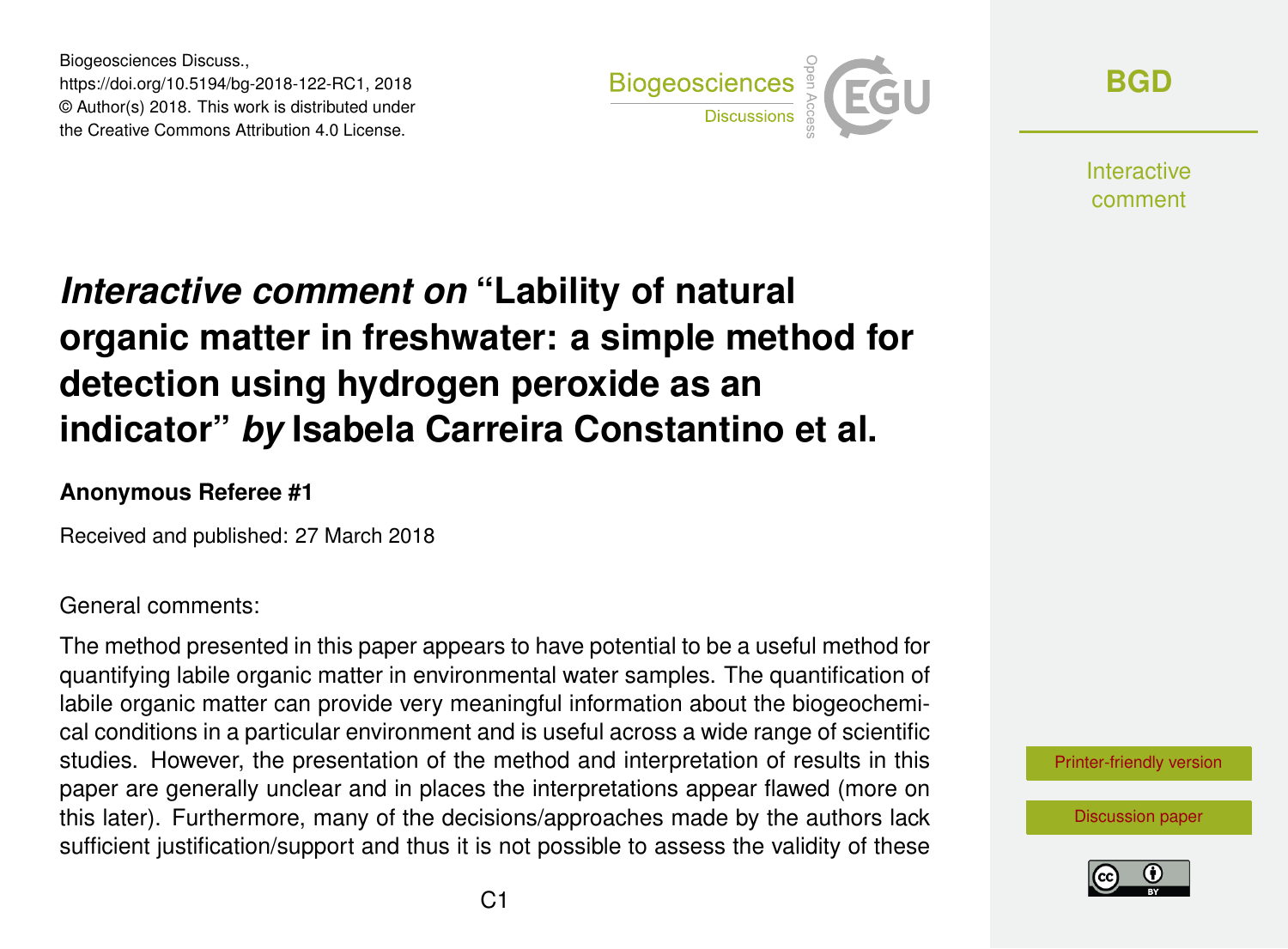Biogeosciences Discuss.,
https://doi.org/10.5194/bg-2018-122-RC1, 2018
© Author(s) 2018. This work is distributed under
the Creative Commons Attribution 4.0 License.

# *Interactive comment on* "Lability of natural organic matter in freshwater: a simple method for detection using hydrogen peroxide as an indicator" *by* Isabela Carreira Constantino et al.

### Anonymous Referee #1

Received and published: 27 March 2018

General comments:

The method presented in this paper appears to have potential to be a useful method for quantifying labile organic matter in environmental water samples. The quantification of labile organic matter can provide very meaningful information about the biogeochemical conditions in a particular environment and is useful across a wide range of scientific studies. However, the presentation of the method and interpretation of results in this paper are generally unclear and in places the interpretations appear flawed (more on this later). Furthermore, many of the decisions/approaches made by the authors lack sufficient justification/support and thus it is not possible to assess the validity of these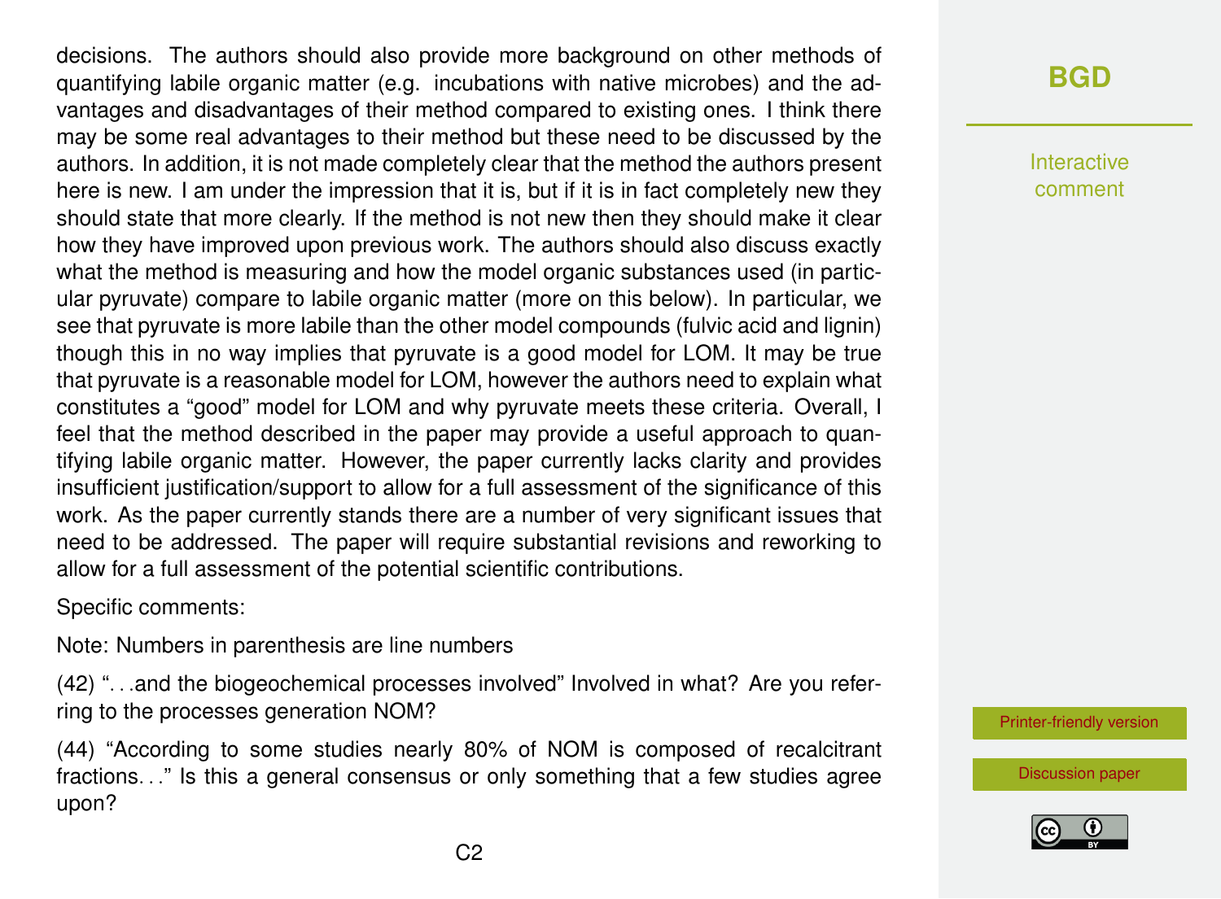decisions. The authors should also provide more background on other methods of quantifying labile organic matter (e.g. incubations with native microbes) and the advantages and disadvantages of their method compared to existing ones. I think there may be some real advantages to their method but these need to be discussed by the authors. In addition, it is not made completely clear that the method the authors present here is new. I am under the impression that it is, but if it is in fact completely new they should state that more clearly. If the method is not new then they should make it clear how they have improved upon previous work. The authors should also discuss exactly what the method is measuring and how the model organic substances used (in particular pyruvate) compare to labile organic matter (more on this below). In particular, we see that pyruvate is more labile than the other model compounds (fulvic acid and lignin) though this in no way implies that pyruvate is a good model for LOM. It may be true that pyruvate is a reasonable model for LOM, however the authors need to explain what constitutes a "good" model for LOM and why pyruvate meets these criteria. Overall, I feel that the method described in the paper may provide a useful approach to quantifying labile organic matter. However, the paper currently lacks clarity and provides insufficient justification/support to allow for a full assessment of the significance of this work. As the paper currently stands there are a number of very significant issues that need to be addressed. The paper will require substantial revisions and reworking to allow for a full assessment of the potential scientific contributions.

Specific comments:

Note: Numbers in parenthesis are line numbers

(42) "...and the biogeochemical processes involved" Involved in what? Are you referring to the processes generation NOM?

(44) "According to some studies nearly 80% of NOM is composed of recalcitrant fractions..." Is this a general consensus or only something that a few studies agree upon?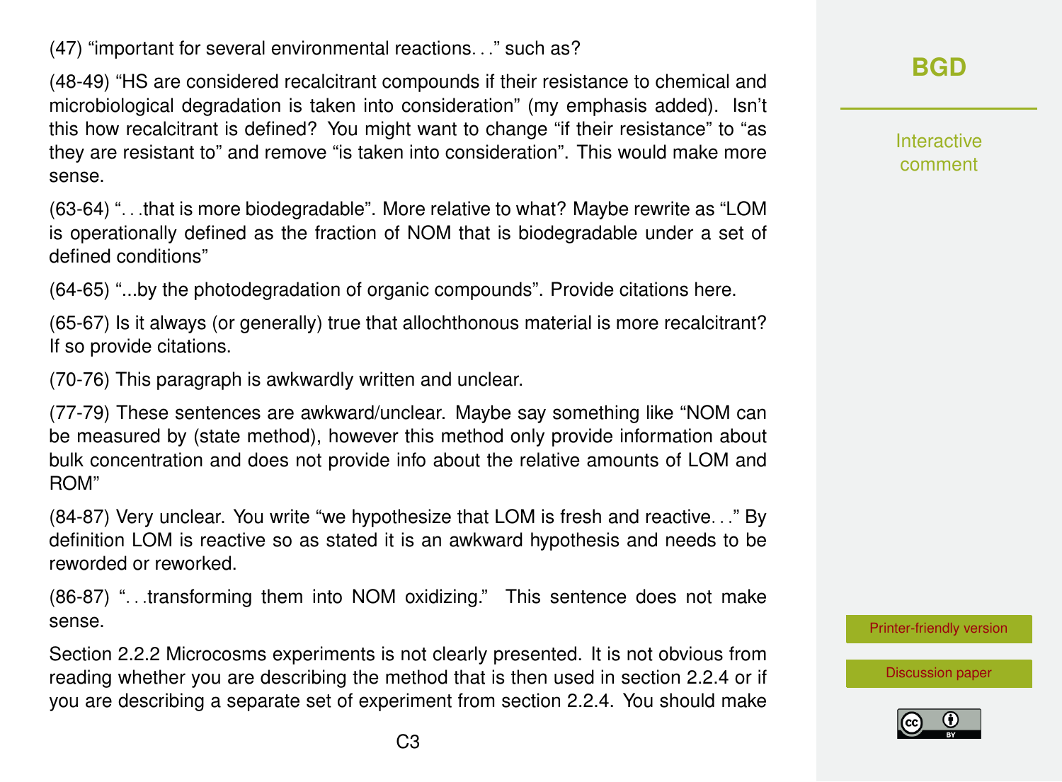(47) “important for several environmental reactions. . .” such as?

(48-49) “HS are considered recalcitrant compounds if their resistance to chemical and microbiological degradation is taken into consideration” (my emphasis added). Isn’t this how recalcitrant is defined? You might want to change “if their resistance” to “as they are resistant to” and remove “is taken into consideration”. This would make more sense.

(63-64) “. . .that is more biodegradable”. More relative to what? Maybe rewrite as “LOM is operationally defined as the fraction of NOM that is biodegradable under a set of defined conditions”

(64-65) “...by the photodegradation of organic compounds”. Provide citations here.

(65-67) Is it always (or generally) true that allochthonous material is more recalcitrant? If so provide citations.

(70-76) This paragraph is awkwardly written and unclear.

(77-79) These sentences are awkward/unclear. Maybe say something like “NOM can be measured by (state method), however this method only provide information about bulk concentration and does not provide info about the relative amounts of LOM and ROM”

(84-87) Very unclear. You write “we hypothesize that LOM is fresh and reactive. . .” By definition LOM is reactive so as stated it is an awkward hypothesis and needs to be reworded or reworked.

(86-87) “. . .transforming them into NOM oxidizing.” This sentence does not make sense.

Section 2.2.2 Microcosms experiments is not clearly presented. It is not obvious from reading whether you are describing the method that is then used in section 2.2.4 or if you are describing a separate set of experiment from section 2.2.4. You should make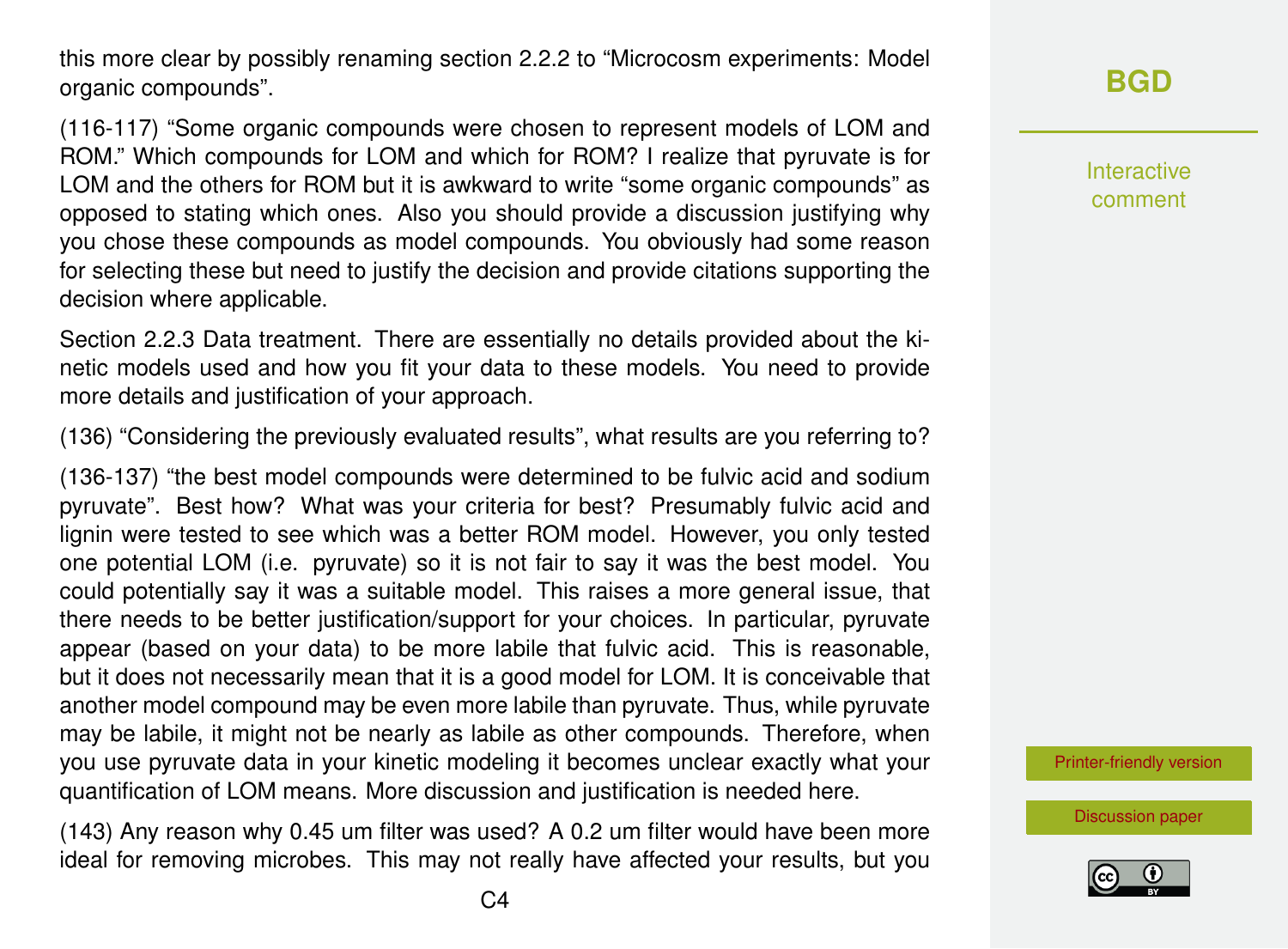this more clear by possibly renaming section 2.2.2 to "Microcosm experiments: Model organic compounds".

(116-117) "Some organic compounds were chosen to represent models of LOM and ROM." Which compounds for LOM and which for ROM? I realize that pyruvate is for LOM and the others for ROM but it is awkward to write "some organic compounds" as opposed to stating which ones. Also you should provide a discussion justifying why you chose these compounds as model compounds. You obviously had some reason for selecting these but need to justify the decision and provide citations supporting the decision where applicable.

Section 2.2.3 Data treatment. There are essentially no details provided about the kinetic models used and how you fit your data to these models. You need to provide more details and justification of your approach.

(136) "Considering the previously evaluated results", what results are you referring to?

(136-137) "the best model compounds were determined to be fulvic acid and sodium pyruvate". Best how? What was your criteria for best? Presumably fulvic acid and lignin were tested to see which was a better ROM model. However, you only tested one potential LOM (i.e. pyruvate) so it is not fair to say it was the best model. You could potentially say it was a suitable model. This raises a more general issue, that there needs to be better justification/support for your choices. In particular, pyruvate appear (based on your data) to be more labile that fulvic acid. This is reasonable, but it does not necessarily mean that it is a good model for LOM. It is conceivable that another model compound may be even more labile than pyruvate. Thus, while pyruvate may be labile, it might not be nearly as labile as other compounds. Therefore, when you use pyruvate data in your kinetic modeling it becomes unclear exactly what your quantification of LOM means. More discussion and justification is needed here.

(143) Any reason why 0.45 um filter was used? A 0.2 um filter would have been more ideal for removing microbes. This may not really have affected your results, but you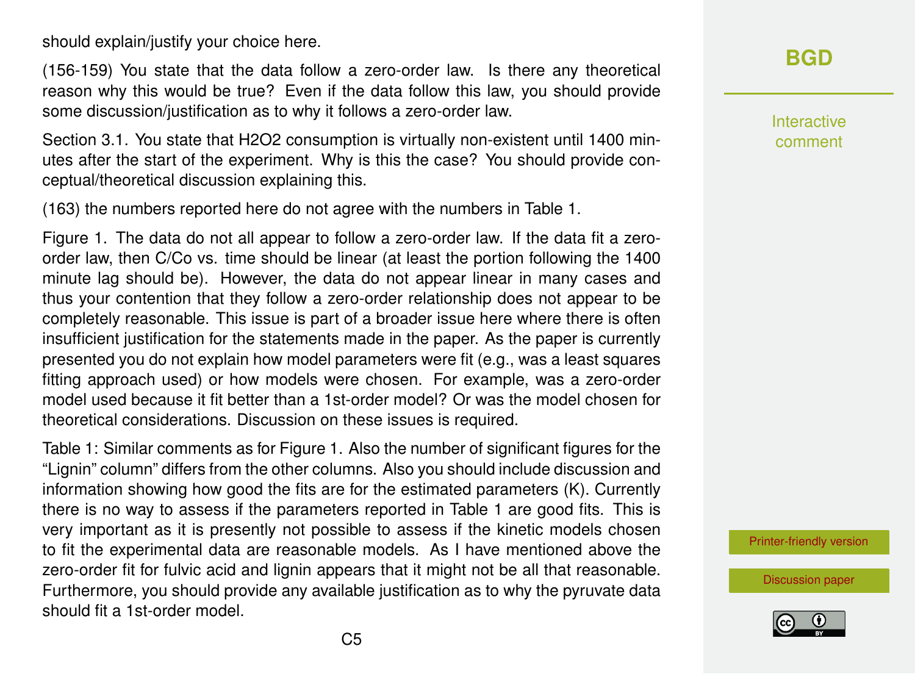should explain/justify your choice here.

(156-159) You state that the data follow a zero-order law. Is there any theoretical reason why this would be true? Even if the data follow this law, you should provide some discussion/justification as to why it follows a zero-order law.

Section 3.1. You state that $H_2O_2$ consumption is virtually non-existent until 1400 minutes after the start of the experiment. Why is this the case? You should provide conceptual/theoretical discussion explaining this.

(163) the numbers reported here do not agree with the numbers in Table 1.

Figure 1. The data do not all appear to follow a zero-order law. If the data fit a zero-order law, then C/Co vs. time should be linear (at least the portion following the 1400 minute lag should be). However, the data do not appear linear in many cases and thus your contention that they follow a zero-order relationship does not appear to be completely reasonable. This issue is part of a broader issue here where there is often insufficient justification for the statements made in the paper. As the paper is currently presented you do not explain how model parameters were fit (e.g., was a least squares fitting approach used) or how models were chosen. For example, was a zero-order model used because it fit better than a 1st-order model? Or was the model chosen for theoretical considerations. Discussion on these issues is required.

Table 1: Similar comments as for Figure 1. Also the number of significant figures for the "Lignin" column" differs from the other columns. Also you should include discussion and information showing how good the fits are for the estimated parameters (K). Currently there is no way to assess if the parameters reported in Table 1 are good fits. This is very important as it is presently not possible to assess if the kinetic models chosen to fit the experimental data are reasonable models. As I have mentioned above the zero-order fit for fulvic acid and lignin appears that it might not be all that reasonable. Furthermore, you should provide any available justification as to why the pyruvate data should fit a 1st-order model.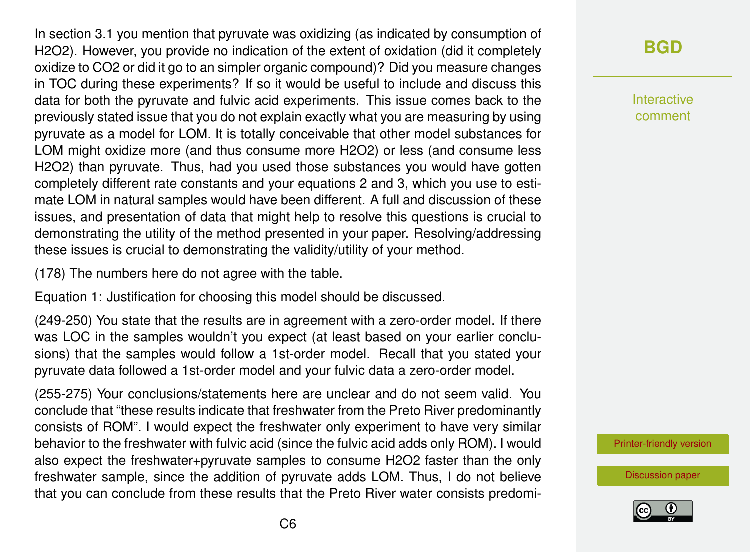In section 3.1 you mention that pyruvate was oxidizing (as indicated by consumption of $H_2O_2$). However, you provide no indication of the extent of oxidation (did it completely oxidize to $CO_2$ or did it go to an simpler organic compound)? Did you measure changes in TOC during these experiments? If so it would be useful to include and discuss this data for both the pyruvate and fulvic acid experiments. This issue comes back to the previously stated issue that you do not explain exactly what you are measuring by using pyruvate as a model for LOM. It is totally conceivable that other model substances for LOM might oxidize more (and thus consume more $H_2O_2$) or less (and consume less $H_2O_2$) than pyruvate. Thus, had you used those substances you would have gotten completely different rate constants and your equations 2 and 3, which you use to estimate LOM in natural samples would have been different. A full and discussion of these issues, and presentation of data that might help to resolve this questions is crucial to demonstrating the utility of the method presented in your paper. Resolving/addressing these issues is crucial to demonstrating the validity/utility of your method.

(178) The numbers here do not agree with the table.

Equation 1: Justification for choosing this model should be discussed.

(249-250) You state that the results are in agreement with a zero-order model. If there was LOC in the samples wouldn't you expect (at least based on your earlier conclusions) that the samples would follow a 1st-order model. Recall that you stated your pyruvate data followed a 1st-order model and your fulvic data a zero-order model.

(255-275) Your conclusions/statements here are unclear and do not seem valid. You conclude that "these results indicate that freshwater from the Preto River predominantly consists of ROM". I would expect the freshwater only experiment to have very similar behavior to the freshwater with fulvic acid (since the fulvic acid adds only ROM). I would also expect the freshwater+pyruvate samples to consume $H_2O_2$ faster than the only freshwater sample, since the addition of pyruvate adds LOM. Thus, I do not believe that you can conclude from these results that the Preto River water consists predomi-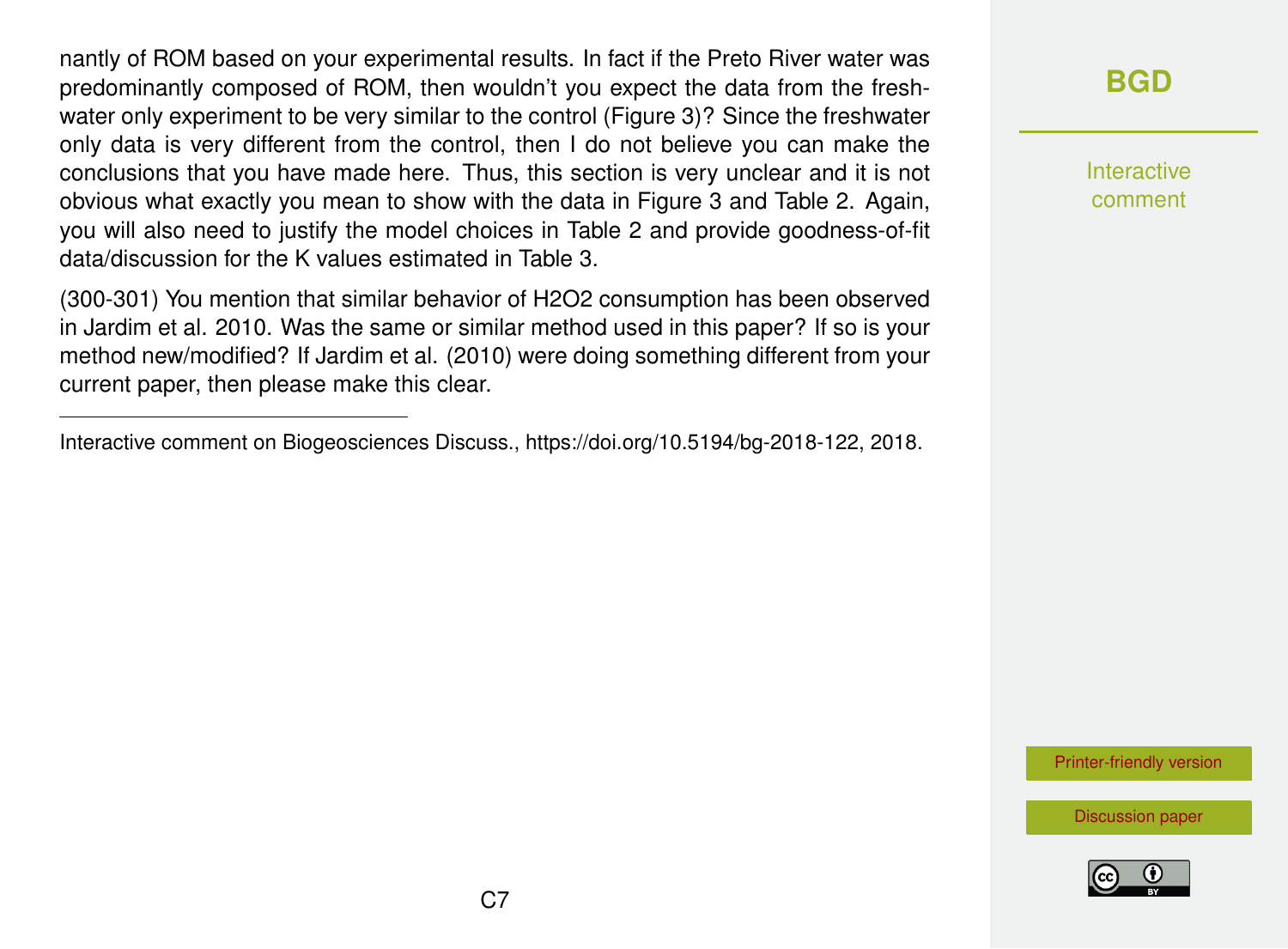nantly of ROM based on your experimental results. In fact if the Preto River water was predominantly composed of ROM, then wouldn't you expect the data from the freshwater only experiment to be very similar to the control (Figure 3)? Since the freshwater only data is very different from the control, then I do not believe you can make the conclusions that you have made here. Thus, this section is very unclear and it is not obvious what exactly you mean to show with the data in Figure 3 and Table 2. Again, you will also need to justify the model choices in Table 2 and provide goodness-of-fit data/discussion for the K values estimated in Table 3.

(300-301) You mention that similar behavior of $H_2O_2$ consumption has been observed in Jardim et al. 2010. Was the same or similar method used in this paper? If so is your method new/modified? If Jardim et al. (2010) were doing something different from your current paper, then please make this clear.

---

Interactive comment on Biogeosciences Discuss., https://doi.org/10.5194/bg-2018-122, 2018.